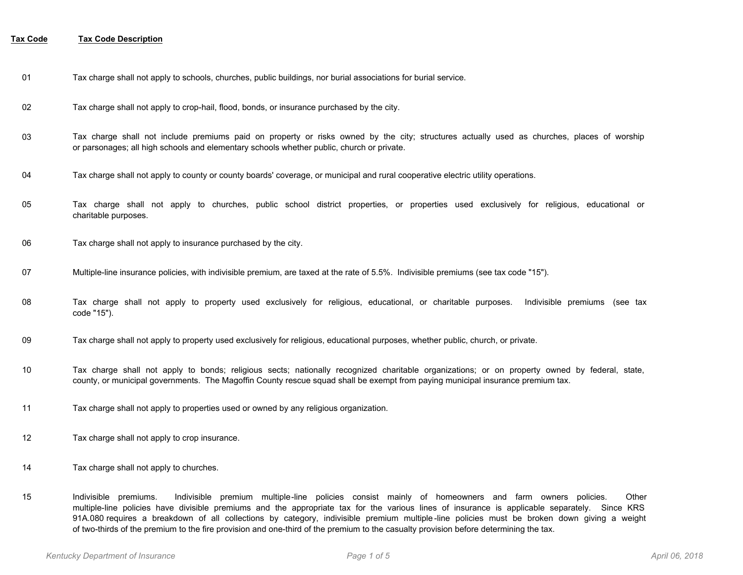| Tax Code | Tax Code Description |
|---|---|
| 01 | Tax charge shall not apply to schools, churches, public buildings, nor burial associations for burial service. |
| 02 | Tax charge shall not apply to crop-hail, flood, bonds, or insurance purchased by the city. |
| 03 | Tax charge shall not include premiums paid on property or risks owned by the city; structures actually used as churches, places of worship or parsonages; all high schools and elementary schools whether public, church or private. |
| 04 | Tax charge shall not apply to county or county boards' coverage, or municipal and rural cooperative electric utility operations. |
| 05 | Tax charge shall not apply to churches, public school district properties, or properties used exclusively for religious, educational or charitable purposes. |
| 06 | Tax charge shall not apply to insurance purchased by the city. |
| 07 | Multiple-line insurance policies, with indivisible premium, are taxed at the rate of 5.5%. Indivisible premiums (see tax code "15"). |
| 08 | Tax charge shall not apply to property used exclusively for religious, educational, or charitable purposes. Indivisible premiums (see tax code "15"). |
| 09 | Tax charge shall not apply to property used exclusively for religious, educational purposes, whether public, church, or private. |
| 10 | Tax charge shall not apply to bonds; religious sects; nationally recognized charitable organizations; or on property owned by federal, state, county, or municipal governments. The Magoffin County rescue squad shall be exempt from paying municipal insurance premium tax. |
| 11 | Tax charge shall not apply to properties used or owned by any religious organization. |
| 12 | Tax charge shall not apply to crop insurance. |
| 14 | Tax charge shall not apply to churches. |
| 15 | Indivisible premiums. Indivisible premium multiple-line policies consist mainly of homeowners and farm owners policies. Other multiple-line policies have divisible premiums and the appropriate tax for the various lines of insurance is applicable separately. Since KRS 91A.080 requires a breakdown of all collections by category, indivisible premium multiple-line policies must be broken down giving a weight of two-thirds of the premium to the fire provision and one-third of the premium to the casualty provision before determining the tax. |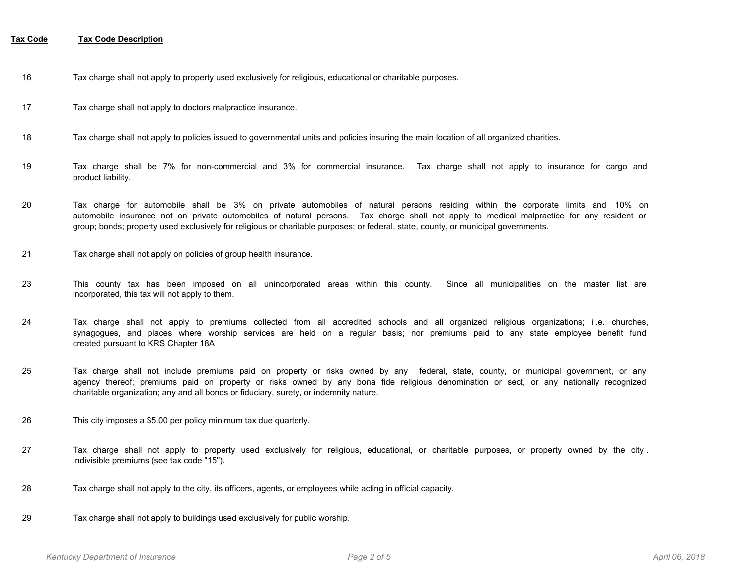| Tax Code | Tax Code Description |
|---|---|
| 16 | Tax charge shall not apply to property used exclusively for religious, educational or charitable purposes. |
| 17 | Tax charge shall not apply to doctors malpractice insurance. |
| 18 | Tax charge shall not apply to policies issued to governmental units and policies insuring the main location of all organized charities. |
| 19 | Tax charge shall be 7% for non-commercial and 3% for commercial insurance. Tax charge shall not apply to insurance for cargo and product liability. |
| 20 | Tax charge for automobile shall be 3% on private automobiles of natural persons residing within the corporate limits and 10% on automobile insurance not on private automobiles of natural persons. Tax charge shall not apply to medical malpractice for any resident or group; bonds; property used exclusively for religious or charitable purposes; or federal, state, county, or municipal governments. |
| 21 | Tax charge shall not apply on policies of group health insurance. |
| 23 | This county tax has been imposed on all unincorporated areas within this county. Since all municipalities on the master list are incorporated, this tax will not apply to them. |
| 24 | Tax charge shall not apply to premiums collected from all accredited schools and all organized religious organizations; i .e. churches, synagogues, and places where worship services are held on a regular basis; nor premiums paid to any state employee benefit fund created pursuant to KRS Chapter 18A |
| 25 | Tax charge shall not include premiums paid on property or risks owned by any federal, state, county, or municipal government, or any agency thereof; premiums paid on property or risks owned by any bona fide religious denomination or sect, or any nationally recognized charitable organization; any and all bonds or fiduciary, surety, or indemnity nature. |
| 26 | This city imposes a $5.00 per policy minimum tax due quarterly. |
| 27 | Tax charge shall not apply to property used exclusively for religious, educational, or charitable purposes, or property owned by the city . Indivisible premiums (see tax code "15"). |
| 28 | Tax charge shall not apply to the city, its officers, agents, or employees while acting in official capacity. |
| 29 | Tax charge shall not apply to buildings used exclusively for public worship. |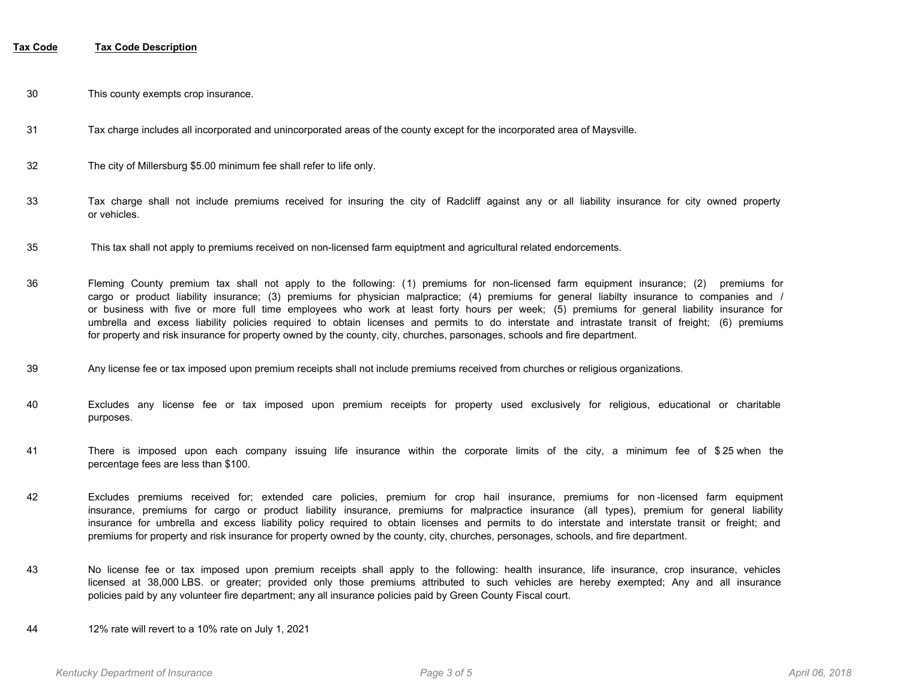| Tax Code | Tax Code Description |
|---|---|
| 30 | This county exempts crop insurance. |
| 31 | Tax charge includes all incorporated and unincorporated areas of the county except for the incorporated area of Maysville. |
| 32 | The city of Millersburg $5.00 minimum fee shall refer to life only. |
| 33 | Tax charge shall not include premiums received for insuring the city of Radcliff against any or all liability insurance for city owned property or vehicles. |
| 35 | This tax shall not apply to premiums received on non-licensed farm equiptment and agricultural related endorcements. |
| 36 | Fleming County premium tax shall not apply to the following: (1) premiums for non-licensed farm equipment insurance; (2) premiums for cargo or product liability insurance; (3) premiums for physician malpractice; (4) premiums for general liabilty insurance to companies and / or business with five or more full time employees who work at least forty hours per week; (5) premiums for general liability insurance for umbrella and excess liability policies required to obtain licenses and permits to do interstate and intrastate transit of freight; (6) premiums for property and risk insurance for property owned by the county, city, churches, parsonages, schools and fire department. |
| 39 | Any license fee or tax imposed upon premium receipts shall not include premiums received from churches or religious organizations. |
| 40 | Excludes any license fee or tax imposed upon premium receipts for property used exclusively for religious, educational or charitable purposes. |
| 41 | There is imposed upon each company issuing life insurance within the corporate limits of the city, a minimum fee of $25 when the percentage fees are less than $100. |
| 42 | Excludes premiums received for; extended care policies, premium for crop hail insurance, premiums for non-licensed farm equipment insurance, premiums for cargo or product liability insurance, premiums for malpractice insurance (all types), premium for general liability insurance for umbrella and excess liability policy required to obtain licenses and permits to do interstate and interstate transit or freight; and premiums for property and risk insurance for property owned by the county, city, churches, personages, schools, and fire department. |
| 43 | No license fee or tax imposed upon premium receipts shall apply to the following: health insurance, life insurance, crop insurance, vehicles licensed at 38,000 LBS. or greater; provided only those premiums attributed to such vehicles are hereby exempted; Any and all insurance policies paid by any volunteer fire department; any all insurance policies paid by Green County Fiscal court. |
| 44 | 12% rate will revert to a 10% rate on July 1, 2021 |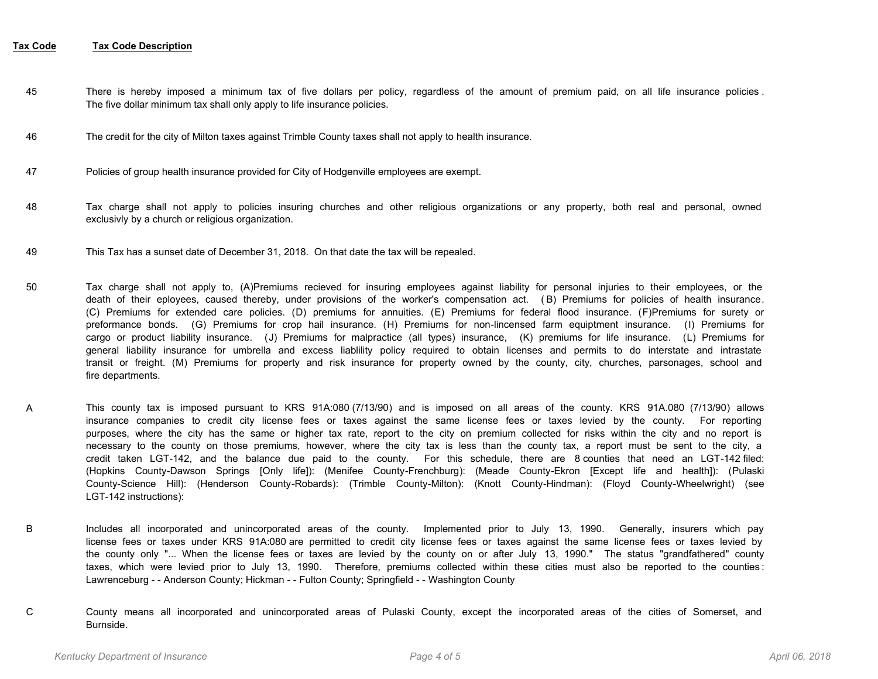| Tax Code | Tax Code Description |
|---|---|
| 45 | There is hereby imposed a minimum tax of five dollars per policy, regardless of the amount of premium paid, on all life insurance policies. The five dollar minimum tax shall only apply to life insurance policies. |
| 46 | The credit for the city of Milton taxes against Trimble County taxes shall not apply to health insurance. |
| 47 | Policies of group health insurance provided for City of Hodgenville employees are exempt. |
| 48 | Tax charge shall not apply to policies insuring churches and other religious organizations or any property, both real and personal, owned exclusivly by a church or religious organization. |
| 49 | This Tax has a sunset date of December 31, 2018. On that date the tax will be repealed. |
| 50 | Tax charge shall not apply to, (A)Premiums recieved for insuring employees against liability for personal injuries to their employees, or the death of their eployees, caused thereby, under provisions of the worker's compensation act. (B) Premiums for policies of health insurance. (C) Premiums for extended care policies. (D) premiums for annuities. (E) Premiums for federal flood insurance. (F)Premiums for surety or preformance bonds. (G) Premiums for crop hail insurance. (H) Premiums for non-lincensed farm equiptment insurance. (I) Premiums for cargo or product liability insurance. (J) Premiums for malpractice (all types) insurance, (K) premiums for life insurance. (L) Premiums for general liability insurance for umbrella and excess liablility policy required to obtain licenses and permits to do interstate and intrastate transit or freight. (M) Premiums for property and risk insurance for property owned by the county, city, churches, parsonages, school and fire departments. |
| A | This county tax is imposed pursuant to KRS 91A:080 (7/13/90) and is imposed on all areas of the county. KRS 91A.080 (7/13/90) allows insurance companies to credit city license fees or taxes against the same license fees or taxes levied by the county. For reporting purposes, where the city has the same or higher tax rate, report to the city on premium collected for risks within the city and no report is necessary to the county on those premiums, however, where the city tax is less than the county tax, a report must be sent to the city, a credit taken LGT-142, and the balance due paid to the county. For this schedule, there are 8 counties that need an LGT-142 filed: (Hopkins County-Dawson Springs [Only life]): (Menifee County-Frenchburg): (Meade County-Ekron [Except life and health]): (Pulaski County-Science Hill): (Henderson County-Robards): (Trimble County-Milton): (Knott County-Hindman): (Floyd County-Wheelwright) (see LGT-142 instructions): |
| B | Includes all incorporated and unincorporated areas of the county. Implemented prior to July 13, 1990. Generally, insurers which pay license fees or taxes under KRS 91A:080 are permitted to credit city license fees or taxes against the same license fees or taxes levied by the county only "... When the license fees or taxes are levied by the county on or after July 13, 1990." The status "grandfathered" county taxes, which were levied prior to July 13, 1990. Therefore, premiums collected within these cities must also be reported to the counties: Lawrenceburg - - Anderson County; Hickman - - Fulton County; Springfield - - Washington County |
| C | County means all incorporated and unincorporated areas of Pulaski County, except the incorporated areas of the cities of Somerset, and Burnside. |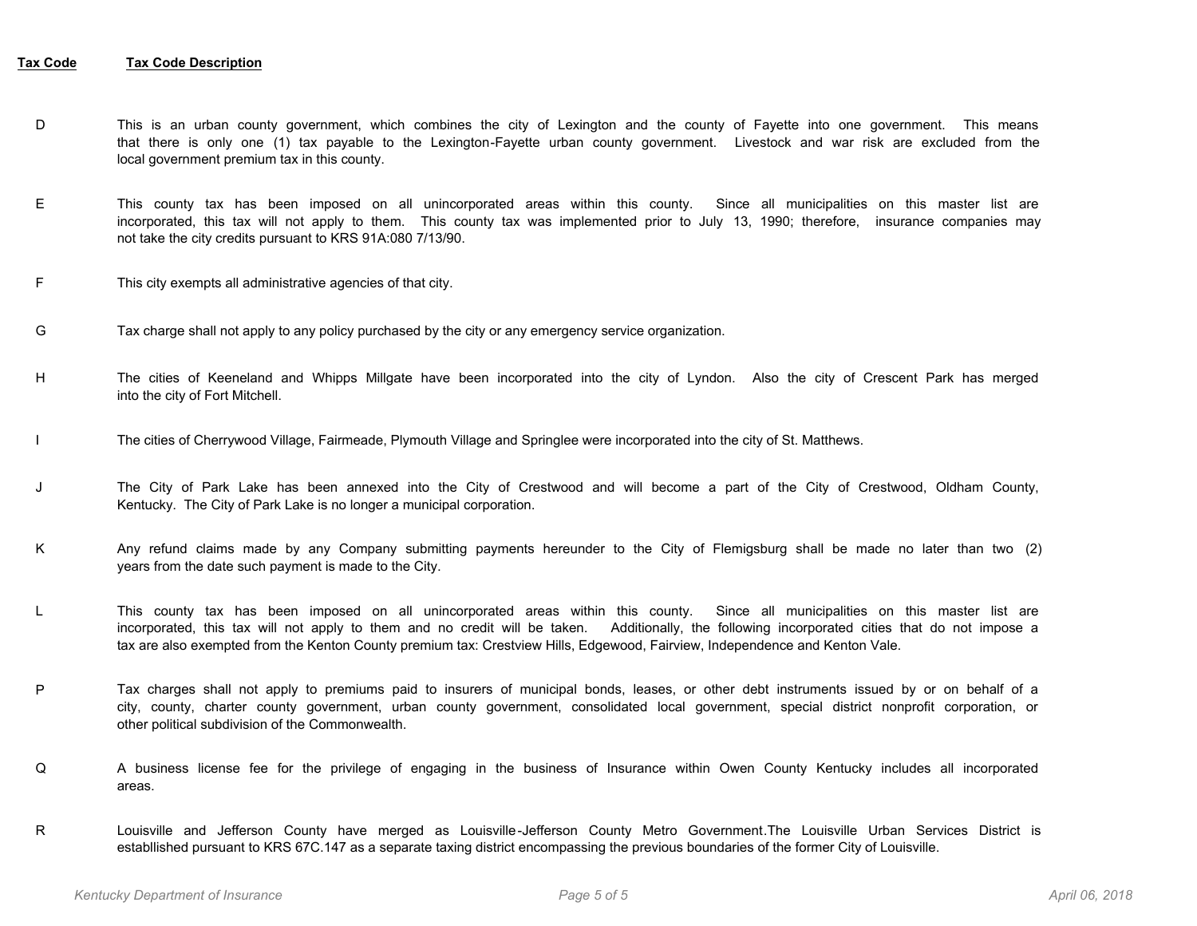| Tax Code | Tax Code Description |
|---|---|
| D | This is an urban county government, which combines the city of Lexington and the county of Fayette into one government. This means that there is only one (1) tax payable to the Lexington-Fayette urban county government. Livestock and war risk are excluded from the local government premium tax in this county. |
| E | This county tax has been imposed on all unincorporated areas within this county. Since all municipalities on this master list are incorporated, this tax will not apply to them. This county tax was implemented prior to July 13, 1990; therefore, insurance companies may not take the city credits pursuant to KRS 91A:080 7/13/90. |
| F | This city exempts all administrative agencies of that city. |
| G | Tax charge shall not apply to any policy purchased by the city or any emergency service organization. |
| H | The cities of Keeneland and Whipps Millgate have been incorporated into the city of Lyndon. Also the city of Crescent Park has merged into the city of Fort Mitchell. |
| I | The cities of Cherrywood Village, Fairmeade, Plymouth Village and Springlee were incorporated into the city of St. Matthews. |
| J | The City of Park Lake has been annexed into the City of Crestwood and will become a part of the City of Crestwood, Oldham County, Kentucky. The City of Park Lake is no longer a municipal corporation. |
| K | Any refund claims made by any Company submitting payments hereunder to the City of Flemigsburg shall be made no later than two (2) years from the date such payment is made to the City. |
| L | This county tax has been imposed on all unincorporated areas within this county. Since all municipalities on this master list are incorporated, this tax will not apply to them and no credit will be taken. Additionally, the following incorporated cities that do not impose a tax are also exempted from the Kenton County premium tax: Crestview Hills, Edgewood, Fairview, Independence and Kenton Vale. |
| P | Tax charges shall not apply to premiums paid to insurers of municipal bonds, leases, or other debt instruments issued by or on behalf of a city, county, charter county government, urban county government, consolidated local government, special district nonprofit corporation, or other political subdivision of the Commonwealth. |
| Q | A business license fee for the privilege of engaging in the business of Insurance within Owen County Kentucky includes all incorporated areas. |
| R | Louisville and Jefferson County have merged as Louisville-Jefferson County Metro Government.The Louisville Urban Services District is establlished pursuant to KRS 67C.147 as a separate taxing district encompassing the previous boundaries of the former City of Louisville. |